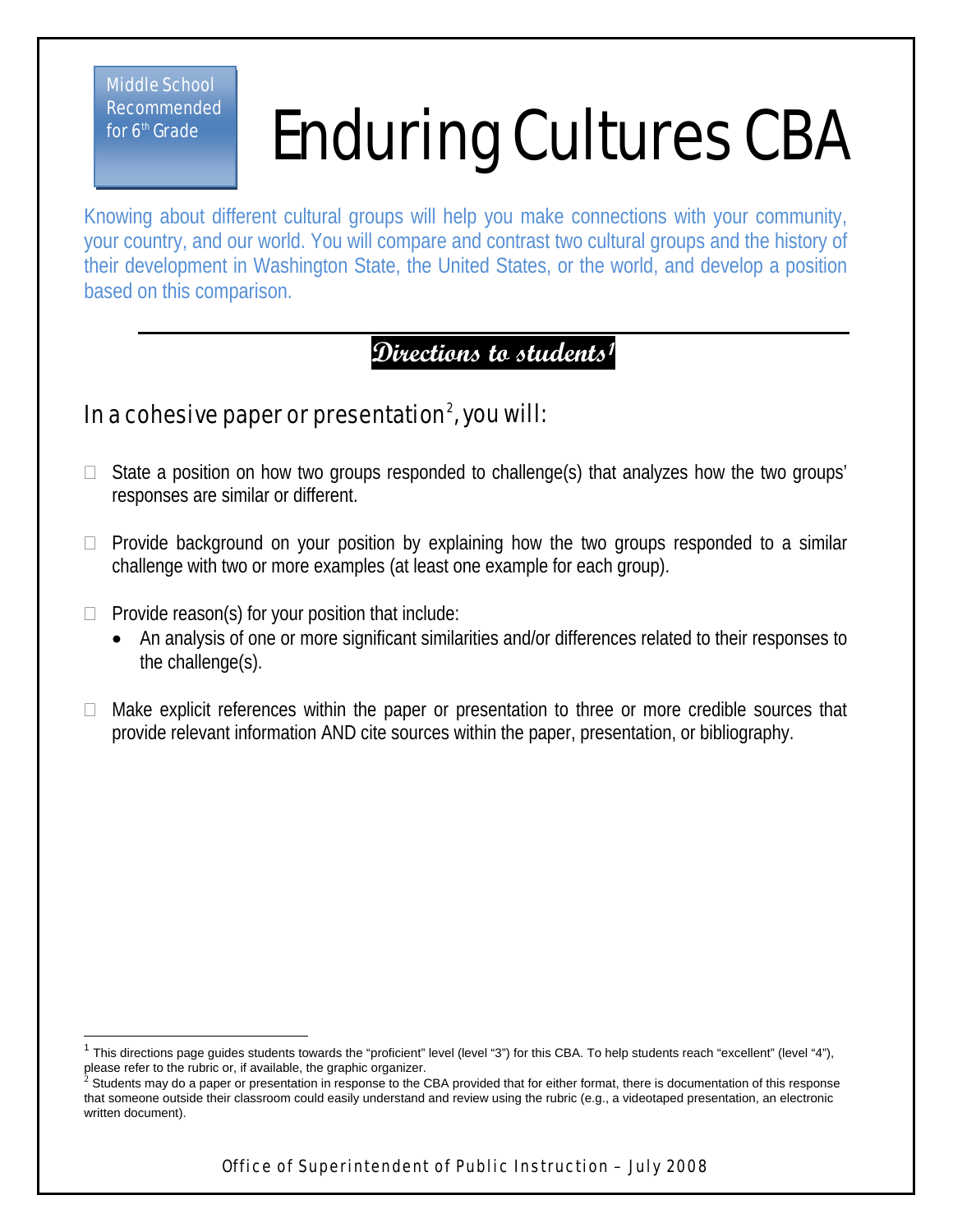Middle School
Recommended
for 6th Grade

# Enduring Cultures CBA

Knowing about different cultural groups will help you make connections with your community, your country, and our world. You will compare and contrast two cultural groups and the history of their development in Washington State, the United States, or the world, and develop a position based on this comparison.

## Directions to students[1]

### In a cohesive paper or presentation[2], you will:

- ☐ State a position on how two groups responded to challenge(s) that analyzes how the two groups' responses are similar or different.
- ☐ Provide background on your position by explaining how the two groups responded to a similar challenge with two or more examples (at least one example for each group).
- ☐ Provide reason(s) for your position that include:
  - An analysis of one or more significant similarities and/or differences related to their responses to the challenge(s).
- ☐ Make explicit references within the paper or presentation to three or more credible sources that provide relevant information AND cite sources within the paper, presentation, or bibliography.

---

[1] This directions page guides students towards the "proficient" level (level "3") for this CBA. To help students reach "excellent" (level "4"), please refer to the rubric or, if available, the graphic organizer.

[2] Students may do a paper or presentation in response to the CBA provided that for either format, there is documentation of this response that someone outside their classroom could easily understand and review using the rubric (e.g., a videotaped presentation, an electronic written document).

Office of Superintendent of Public Instruction – July 2008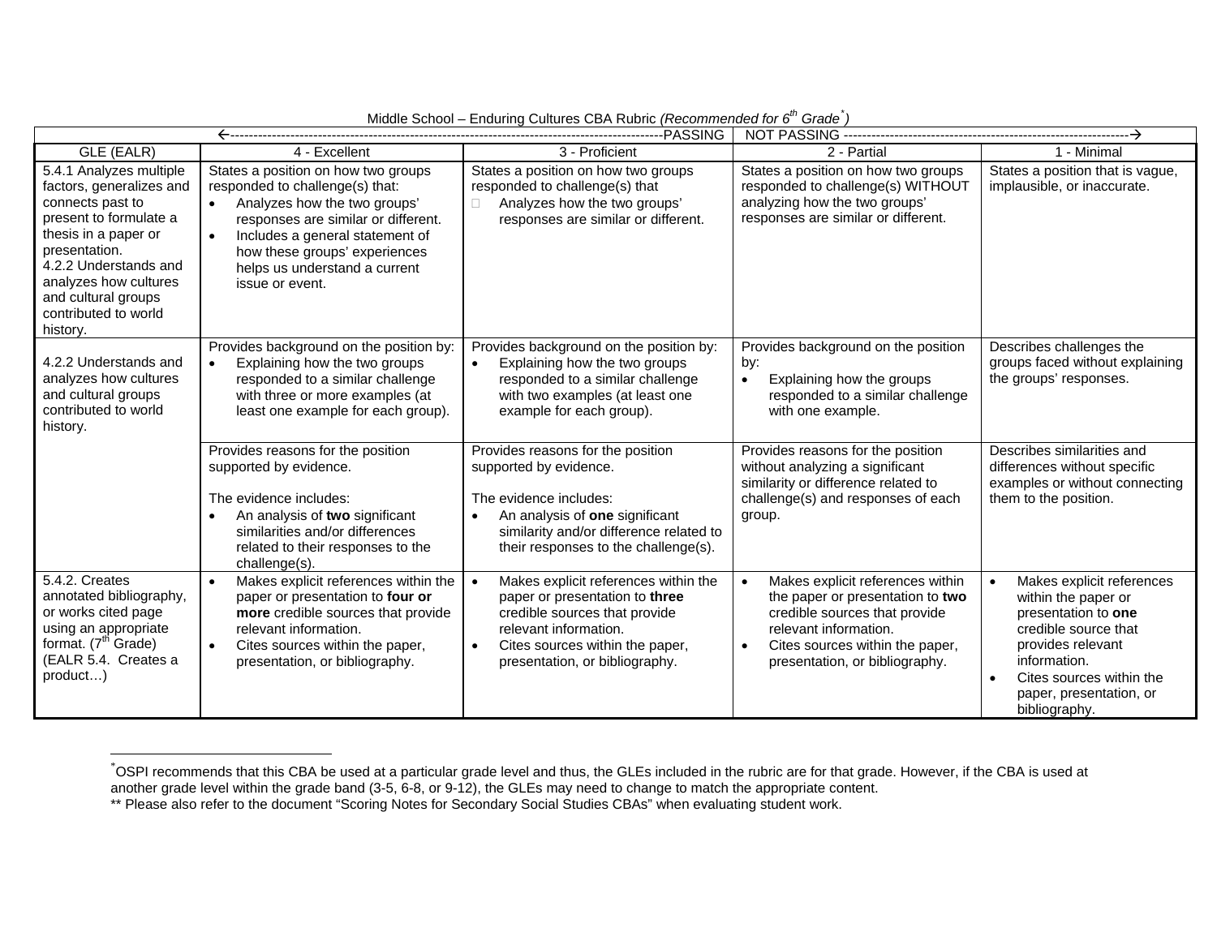Middle School – Enduring Cultures CBA Rubric *(Recommended for 6th Grade[*])*

| ←------PASSING | | | NOT PASSING ------→ | |
|---|---|---|---|---|
| GLE (EALR) | 4 - Excellent | 3 - Proficient | 2 - Partial | 1 - Minimal |
| 5.4.1 Analyzes multiple factors, generalizes and connects past to present to formulate a thesis in a paper or presentation.<br>4.2.2 Understands and analyzes how cultures and cultural groups contributed to world history. | States a position on how two groups responded to challenge(s) that:<br>• Analyzes how the two groups' responses are similar or different.<br>• Includes a general statement of how these groups' experiences helps us understand a current issue or event. | States a position on how two groups responded to challenge(s) that<br>• Analyzes how the two groups' responses are similar or different. | States a position on how two groups responded to challenge(s) WITHOUT analyzing how the two groups' responses are similar or different. | States a position that is vague, implausible, or inaccurate. |
| 4.2.2 Understands and analyzes how cultures and cultural groups contributed to world history. | Provides background on the position by:<br>• Explaining how the two groups responded to a similar challenge with three or more examples (at least one example for each group). | Provides background on the position by:<br>• Explaining how the two groups responded to a similar challenge with two examples (at least one example for each group). | Provides background on the position by:<br>• Explaining how the groups responded to a similar challenge with one example. | Describes challenges the groups faced without explaining the groups' responses. |
| | Provides reasons for the position supported by evidence.<br><br>The evidence includes:<br>• An analysis of **two** significant similarities and/or differences related to their responses to the challenge(s). | Provides reasons for the position supported by evidence.<br><br>The evidence includes:<br>• An analysis of **one** significant similarity and/or difference related to their responses to the challenge(s). | Provides reasons for the position without analyzing a significant similarity or difference related to challenge(s) and responses of each group. | Describes similarities and differences without specific examples or without connecting them to the position. |
| 5.4.2. Creates annotated bibliography, or works cited page using an appropriate format. (7th Grade)<br>(EALR 5.4. Creates a product…) | • Makes explicit references within the paper or presentation to **four or more** credible sources that provide relevant information.<br>• Cites sources within the paper, presentation, or bibliography. | • Makes explicit references within the paper or presentation to **three** credible sources that provide relevant information.<br>• Cites sources within the paper, presentation, or bibliography. | • Makes explicit references within the paper or presentation to **two** credible sources that provide relevant information.<br>• Cites sources within the paper, presentation, or bibliography. | • Makes explicit references within the paper or presentation to **one** credible source that provides relevant information.<br>• Cites sources within the paper, presentation, or bibliography. |

[*] OSPI recommends that this CBA be used at a particular grade level and thus, the GLEs included in the rubric are for that grade. However, if the CBA is used at another grade level within the grade band (3-5, 6-8, or 9-12), the GLEs may need to change to match the appropriate content.

** Please also refer to the document "Scoring Notes for Secondary Social Studies CBAs" when evaluating student work.